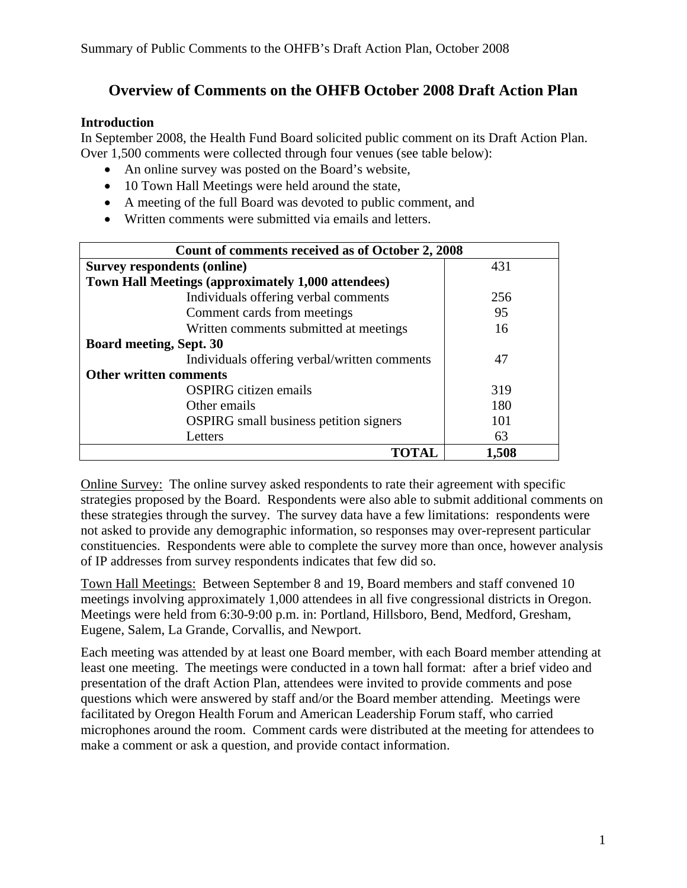# Overview of Comments on the OHFB October 2008 Draft Action Plan

**Introduction**

In September 2008, the Health Fund Board solicited public comment on its Draft Action Plan. Over 1,500 comments were collected through four venues (see table below):

- An online survey was posted on the Board's website,
- 10 Town Hall Meetings were held around the state,
- A meeting of the full Board was devoted to public comment, and
- Written comments were submitted via emails and letters.

| Count of comments received as of October 2, 2008 | |
|---|---|
| **Survey respondents (online)** | 431 |
| **Town Hall Meetings (approximately 1,000 attendees)** | |
| Individuals offering verbal comments | 256 |
| Comment cards from meetings | 95 |
| Written comments submitted at meetings | 16 |
| **Board meeting, Sept. 30** | |
| Individuals offering verbal/written comments | 47 |
| **Other written comments** | |
| OSPIRG citizen emails | 319 |
| Other emails | 180 |
| OSPIRG small business petition signers | 101 |
| Letters | 63 |
| **TOTAL** | **1,508** |

Online Survey: The online survey asked respondents to rate their agreement with specific strategies proposed by the Board. Respondents were also able to submit additional comments on these strategies through the survey. The survey data have a few limitations: respondents were not asked to provide any demographic information, so responses may over-represent particular constituencies. Respondents were able to complete the survey more than once, however analysis of IP addresses from survey respondents indicates that few did so.

Town Hall Meetings: Between September 8 and 19, Board members and staff convened 10 meetings involving approximately 1,000 attendees in all five congressional districts in Oregon. Meetings were held from 6:30-9:00 p.m. in: Portland, Hillsboro, Bend, Medford, Gresham, Eugene, Salem, La Grande, Corvallis, and Newport.

Each meeting was attended by at least one Board member, with each Board member attending at least one meeting. The meetings were conducted in a town hall format: after a brief video and presentation of the draft Action Plan, attendees were invited to provide comments and pose questions which were answered by staff and/or the Board member attending. Meetings were facilitated by Oregon Health Forum and American Leadership Forum staff, who carried microphones around the room. Comment cards were distributed at the meeting for attendees to make a comment or ask a question, and provide contact information.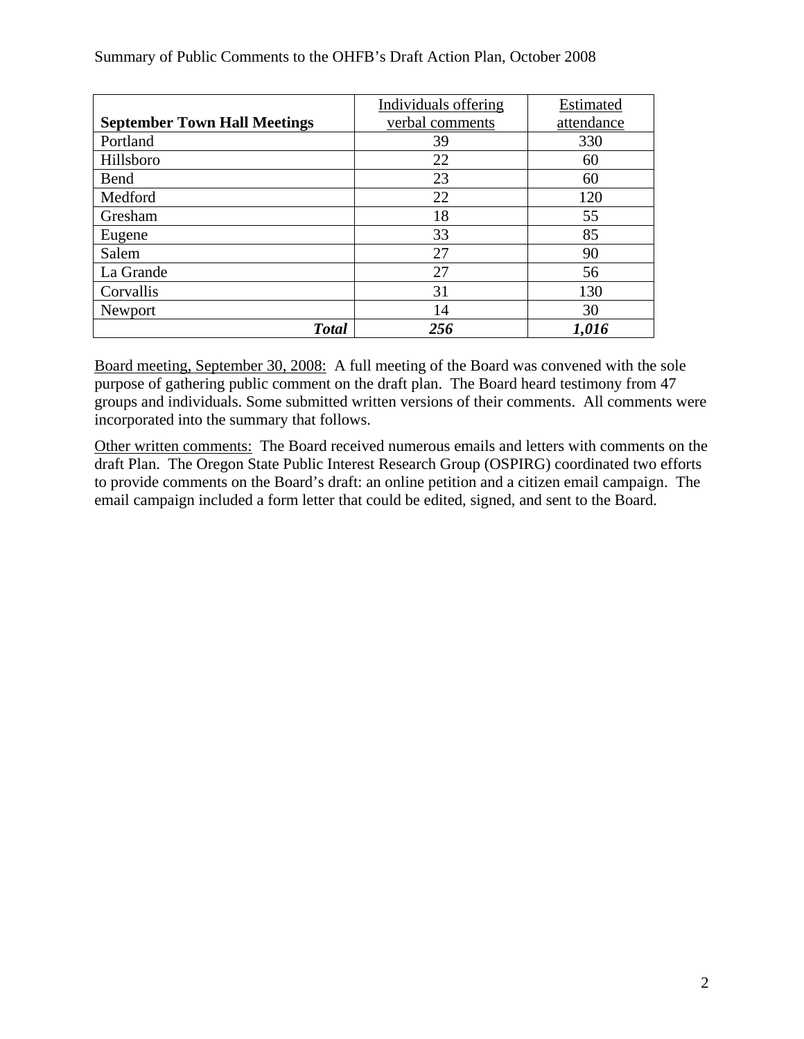| **September Town Hall Meetings** | Individuals offering verbal comments | Estimated attendance |
|---|---|---|
| Portland | 39 | 330 |
| Hillsboro | 22 | 60 |
| Bend | 23 | 60 |
| Medford | 22 | 120 |
| Gresham | 18 | 55 |
| Eugene | 33 | 85 |
| Salem | 27 | 90 |
| La Grande | 27 | 56 |
| Corvallis | 31 | 130 |
| Newport | 14 | 30 |
| ***Total*** | ***256*** | ***1,016*** |

Board meeting, September 30, 2008: A full meeting of the Board was convened with the sole purpose of gathering public comment on the draft plan. The Board heard testimony from 47 groups and individuals. Some submitted written versions of their comments. All comments were incorporated into the summary that follows.

Other written comments: The Board received numerous emails and letters with comments on the draft Plan. The Oregon State Public Interest Research Group (OSPIRG) coordinated two efforts to provide comments on the Board's draft: an online petition and a citizen email campaign. The email campaign included a form letter that could be edited, signed, and sent to the Board.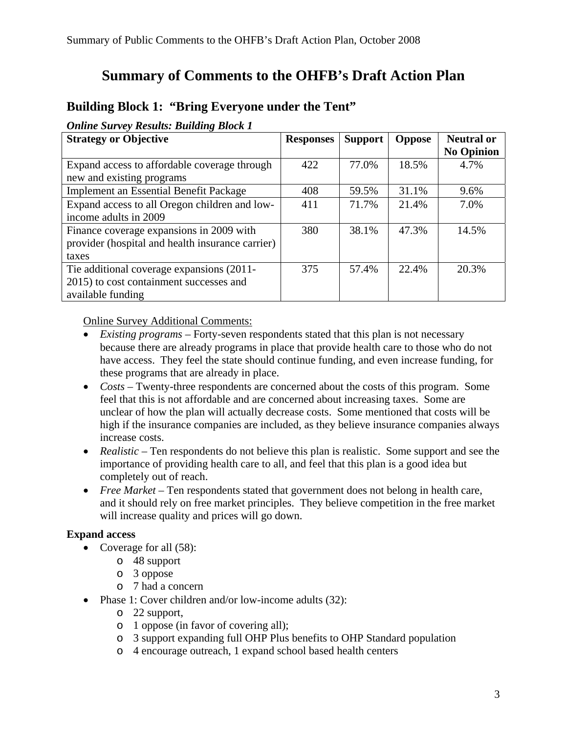# Summary of Comments to the OHFB's Draft Action Plan

## Building Block 1: "Bring Everyone under the Tent"

***Online Survey Results: Building Block 1***

| Strategy or Objective | Responses | Support | Oppose | Neutral or No Opinion |
|---|---|---|---|---|
| Expand access to affordable coverage through new and existing programs | 422 | 77.0% | 18.5% | 4.7% |
| Implement an Essential Benefit Package | 408 | 59.5% | 31.1% | 9.6% |
| Expand access to all Oregon children and low-income adults in 2009 | 411 | 71.7% | 21.4% | 7.0% |
| Finance coverage expansions in 2009 with provider (hospital and health insurance carrier) taxes | 380 | 38.1% | 47.3% | 14.5% |
| Tie additional coverage expansions (2011-2015) to cost containment successes and available funding | 375 | 57.4% | 22.4% | 20.3% |

<u>Online Survey Additional Comments:</u>

- *Existing programs* – Forty-seven respondents stated that this plan is not necessary because there are already programs in place that provide health care to those who do not have access. They feel the state should continue funding, and even increase funding, for these programs that are already in place.
- *Costs* – Twenty-three respondents are concerned about the costs of this program. Some feel that this is not affordable and are concerned about increasing taxes. Some are unclear of how the plan will actually decrease costs. Some mentioned that costs will be high if the insurance companies are included, as they believe insurance companies always increase costs.
- *Realistic* – Ten respondents do not believe this plan is realistic. Some support and see the importance of providing health care to all, and feel that this plan is a good idea but completely out of reach.
- *Free Market* – Ten respondents stated that government does not belong in health care, and it should rely on free market principles. They believe competition in the free market will increase quality and prices will go down.

**Expand access**

- Coverage for all (58):
  - 48 support
  - 3 oppose
  - 7 had a concern
- Phase 1: Cover children and/or low-income adults (32):
  - 22 support,
  - 1 oppose (in favor of covering all);
  - 3 support expanding full OHP Plus benefits to OHP Standard population
  - 4 encourage outreach, 1 expand school based health centers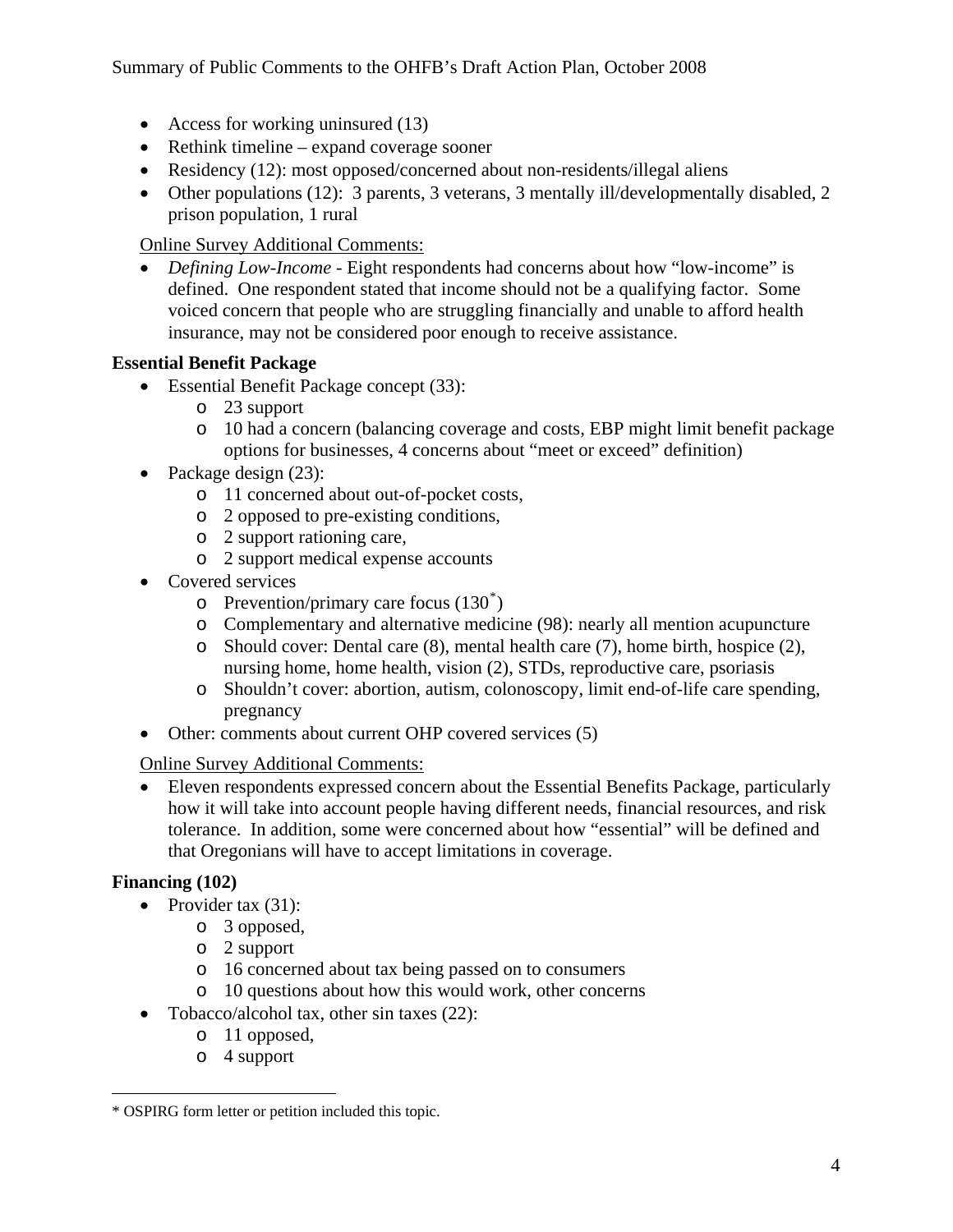- Access for working uninsured (13)
- Rethink timeline – expand coverage sooner
- Residency (12): most opposed/concerned about non-residents/illegal aliens
- Other populations (12): 3 parents, 3 veterans, 3 mentally ill/developmentally disabled, 2 prison population, 1 rural

Online Survey Additional Comments:

- *Defining Low-Income* - Eight respondents had concerns about how "low-income" is defined. One respondent stated that income should not be a qualifying factor. Some voiced concern that people who are struggling financially and unable to afford health insurance, may not be considered poor enough to receive assistance.

**Essential Benefit Package**

- Essential Benefit Package concept (33):
  - 23 support
  - 10 had a concern (balancing coverage and costs, EBP might limit benefit package options for businesses, 4 concerns about "meet or exceed" definition)
- Package design (23):
  - 11 concerned about out-of-pocket costs,
  - 2 opposed to pre-existing conditions,
  - 2 support rationing care,
  - 2 support medical expense accounts
- Covered services
  - Prevention/primary care focus (130*)
  - Complementary and alternative medicine (98): nearly all mention acupuncture
  - Should cover: Dental care (8), mental health care (7), home birth, hospice (2), nursing home, home health, vision (2), STDs, reproductive care, psoriasis
  - Shouldn't cover: abortion, autism, colonoscopy, limit end-of-life care spending, pregnancy
- Other: comments about current OHP covered services (5)

Online Survey Additional Comments:

- Eleven respondents expressed concern about the Essential Benefits Package, particularly how it will take into account people having different needs, financial resources, and risk tolerance. In addition, some were concerned about how "essential" will be defined and that Oregonians will have to accept limitations in coverage.

**Financing (102)**

- Provider tax (31):
  - 3 opposed,
  - 2 support
  - 16 concerned about tax being passed on to consumers
  - 10 questions about how this would work, other concerns
- Tobacco/alcohol tax, other sin taxes (22):
  - 11 opposed,
  - 4 support

* OSPIRG form letter or petition included this topic.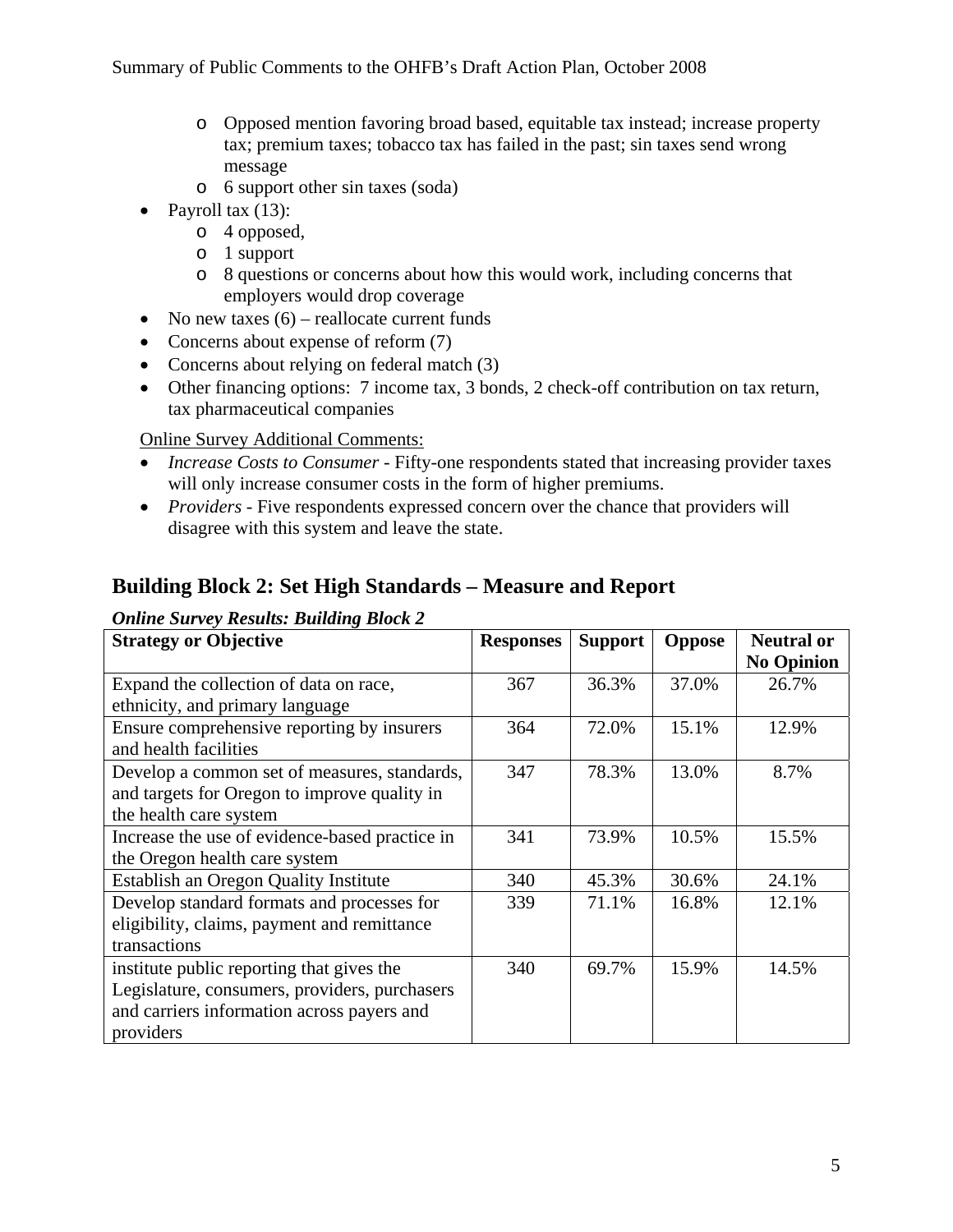- Opposed mention favoring broad based, equitable tax instead; increase property tax; premium taxes; tobacco tax has failed in the past; sin taxes send wrong message
  - 6 support other sin taxes (soda)
- Payroll tax (13):
  - 4 opposed,
  - 1 support
  - 8 questions or concerns about how this would work, including concerns that employers would drop coverage
- No new taxes (6) – reallocate current funds
- Concerns about expense of reform (7)
- Concerns about relying on federal match (3)
- Other financing options: 7 income tax, 3 bonds, 2 check-off contribution on tax return, tax pharmaceutical companies

Online Survey Additional Comments:

- *Increase Costs to Consumer* - Fifty-one respondents stated that increasing provider taxes will only increase consumer costs in the form of higher premiums.
- *Providers* - Five respondents expressed concern over the chance that providers will disagree with this system and leave the state.

## Building Block 2: Set High Standards – Measure and Report

***Online Survey Results: Building Block 2***

| Strategy or Objective | Responses | Support | Oppose | Neutral or No Opinion |
|---|---|---|---|---|
| Expand the collection of data on race, ethnicity, and primary language | 367 | 36.3% | 37.0% | 26.7% |
| Ensure comprehensive reporting by insurers and health facilities | 364 | 72.0% | 15.1% | 12.9% |
| Develop a common set of measures, standards, and targets for Oregon to improve quality in the health care system | 347 | 78.3% | 13.0% | 8.7% |
| Increase the use of evidence-based practice in the Oregon health care system | 341 | 73.9% | 10.5% | 15.5% |
| Establish an Oregon Quality Institute | 340 | 45.3% | 30.6% | 24.1% |
| Develop standard formats and processes for eligibility, claims, payment and remittance transactions | 339 | 71.1% | 16.8% | 12.1% |
| institute public reporting that gives the Legislature, consumers, providers, purchasers and carriers information across payers and providers | 340 | 69.7% | 15.9% | 14.5% |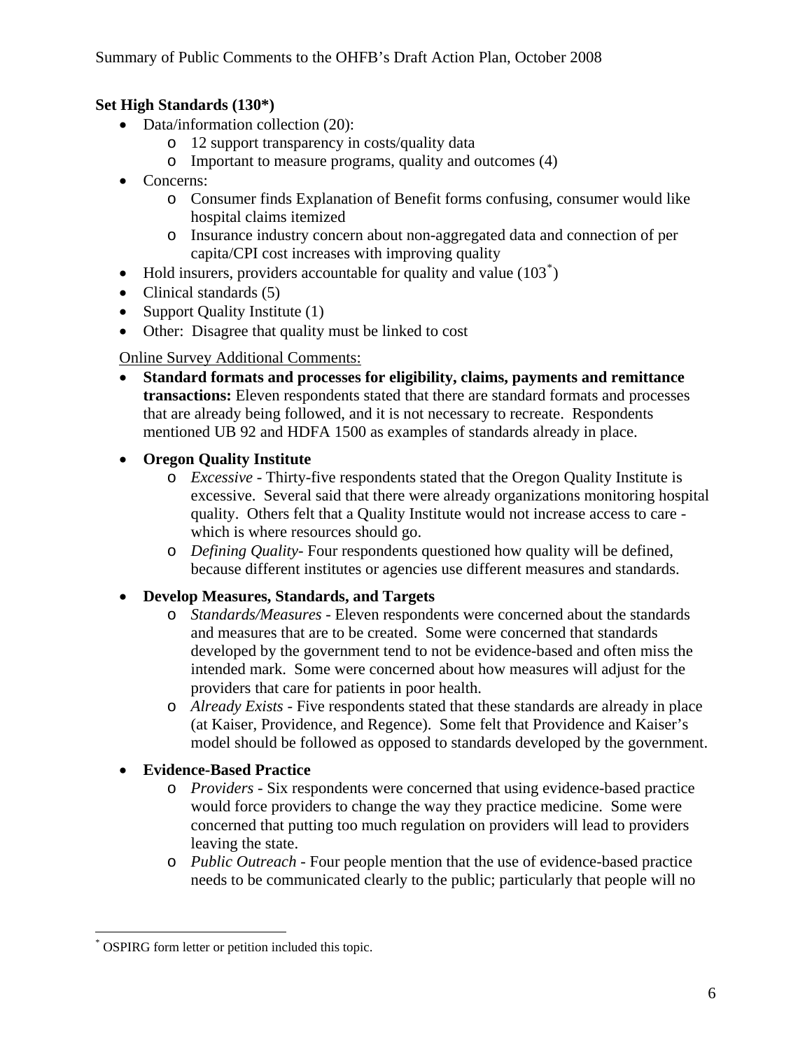**Set High Standards (130*)**

- Data/information collection (20):
  - 12 support transparency in costs/quality data
  - Important to measure programs, quality and outcomes (4)
- Concerns:
  - Consumer finds Explanation of Benefit forms confusing, consumer would like hospital claims itemized
  - Insurance industry concern about non-aggregated data and connection of per capita/CPI cost increases with improving quality
- Hold insurers, providers accountable for quality and value (103[*])
- Clinical standards (5)
- Support Quality Institute (1)
- Other: Disagree that quality must be linked to cost

Online Survey Additional Comments:

- **Standard formats and processes for eligibility, claims, payments and remittance transactions:** Eleven respondents stated that there are standard formats and processes that are already being followed, and it is not necessary to recreate. Respondents mentioned UB 92 and HDFA 1500 as examples of standards already in place.
- **Oregon Quality Institute**
  - *Excessive* - Thirty-five respondents stated that the Oregon Quality Institute is excessive. Several said that there were already organizations monitoring hospital quality. Others felt that a Quality Institute would not increase access to care - which is where resources should go.
  - *Defining Quality*- Four respondents questioned how quality will be defined, because different institutes or agencies use different measures and standards.
- **Develop Measures, Standards, and Targets**
  - *Standards/Measures* - Eleven respondents were concerned about the standards and measures that are to be created. Some were concerned that standards developed by the government tend to not be evidence-based and often miss the intended mark. Some were concerned about how measures will adjust for the providers that care for patients in poor health.
  - *Already Exists* - Five respondents stated that these standards are already in place (at Kaiser, Providence, and Regence). Some felt that Providence and Kaiser's model should be followed as opposed to standards developed by the government.
- **Evidence-Based Practice**
  - *Providers* - Six respondents were concerned that using evidence-based practice would force providers to change the way they practice medicine. Some were concerned that putting too much regulation on providers will lead to providers leaving the state.
  - *Public Outreach* - Four people mention that the use of evidence-based practice needs to be communicated clearly to the public; particularly that people will no

[*] OSPIRG form letter or petition included this topic.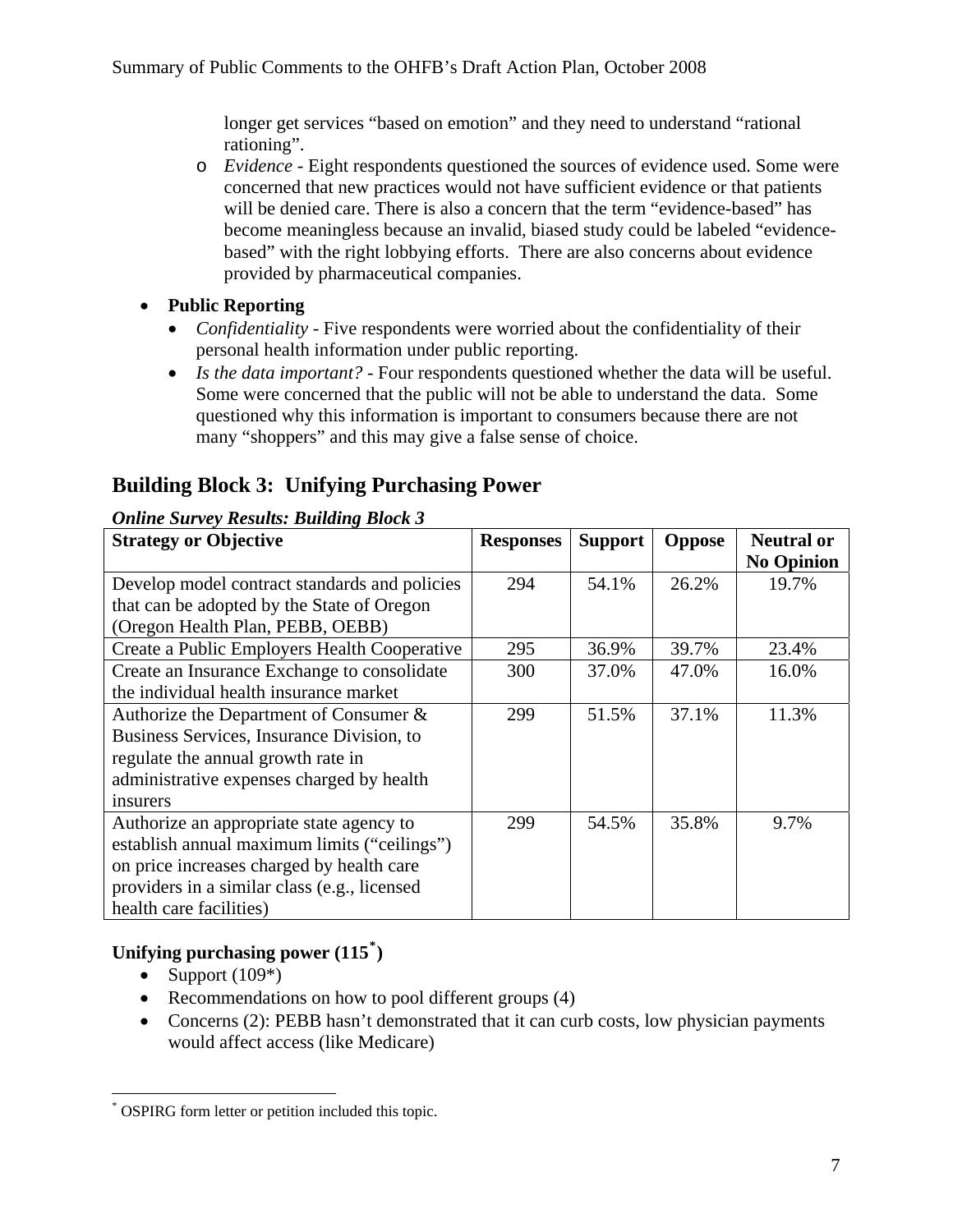longer get services "based on emotion" and they need to understand "rational rationing".

  - *Evidence* - Eight respondents questioned the sources of evidence used. Some were concerned that new practices would not have sufficient evidence or that patients will be denied care. There is also a concern that the term "evidence-based" has become meaningless because an invalid, biased study could be labeled "evidence-based" with the right lobbying efforts. There are also concerns about evidence provided by pharmaceutical companies.

- **Public Reporting**
  - *Confidentiality* - Five respondents were worried about the confidentiality of their personal health information under public reporting.
  - *Is the data important?* - Four respondents questioned whether the data will be useful. Some were concerned that the public will not be able to understand the data. Some questioned why this information is important to consumers because there are not many "shoppers" and this may give a false sense of choice.

## Building Block 3: Unifying Purchasing Power

***Online Survey Results: Building Block 3***

| Strategy or Objective | Responses | Support | Oppose | Neutral or No Opinion |
|---|---|---|---|---|
| Develop model contract standards and policies that can be adopted by the State of Oregon (Oregon Health Plan, PEBB, OEBB) | 294 | 54.1% | 26.2% | 19.7% |
| Create a Public Employers Health Cooperative | 295 | 36.9% | 39.7% | 23.4% |
| Create an Insurance Exchange to consolidate the individual health insurance market | 300 | 37.0% | 47.0% | 16.0% |
| Authorize the Department of Consumer & Business Services, Insurance Division, to regulate the annual growth rate in administrative expenses charged by health insurers | 299 | 51.5% | 37.1% | 11.3% |
| Authorize an appropriate state agency to establish annual maximum limits ("ceilings") on price increases charged by health care providers in a similar class (e.g., licensed health care facilities) | 299 | 54.5% | 35.8% | 9.7% |

**Unifying purchasing power (115*)**

- Support (109*)
- Recommendations on how to pool different groups (4)
- Concerns (2): PEBB hasn't demonstrated that it can curb costs, low physician payments would affect access (like Medicare)

* OSPIRG form letter or petition included this topic.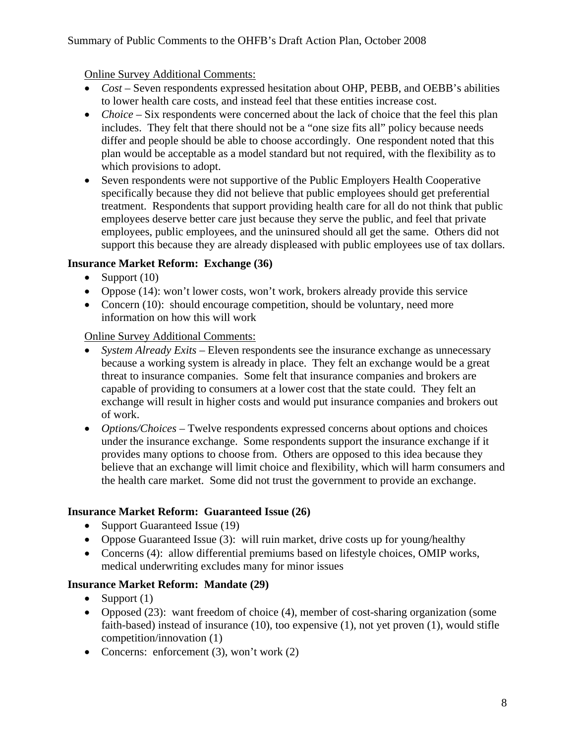Online Survey Additional Comments:

- *Cost* – Seven respondents expressed hesitation about OHP, PEBB, and OEBB's abilities to lower health care costs, and instead feel that these entities increase cost.
- *Choice* – Six respondents were concerned about the lack of choice that the feel this plan includes. They felt that there should not be a "one size fits all" policy because needs differ and people should be able to choose accordingly. One respondent noted that this plan would be acceptable as a model standard but not required, with the flexibility as to which provisions to adopt.
- Seven respondents were not supportive of the Public Employers Health Cooperative specifically because they did not believe that public employees should get preferential treatment. Respondents that support providing health care for all do not think that public employees deserve better care just because they serve the public, and feel that private employees, public employees, and the uninsured should all get the same. Others did not support this because they are already displeased with public employees use of tax dollars.

**Insurance Market Reform: Exchange (36)**

- Support (10)
- Oppose (14): won't lower costs, won't work, brokers already provide this service
- Concern (10): should encourage competition, should be voluntary, need more information on how this will work

Online Survey Additional Comments:

- *System Already Exits* – Eleven respondents see the insurance exchange as unnecessary because a working system is already in place. They felt an exchange would be a great threat to insurance companies. Some felt that insurance companies and brokers are capable of providing to consumers at a lower cost that the state could. They felt an exchange will result in higher costs and would put insurance companies and brokers out of work.
- *Options/Choices* – Twelve respondents expressed concerns about options and choices under the insurance exchange. Some respondents support the insurance exchange if it provides many options to choose from. Others are opposed to this idea because they believe that an exchange will limit choice and flexibility, which will harm consumers and the health care market. Some did not trust the government to provide an exchange.

**Insurance Market Reform: Guaranteed Issue (26)**

- Support Guaranteed Issue (19)
- Oppose Guaranteed Issue (3): will ruin market, drive costs up for young/healthy
- Concerns (4): allow differential premiums based on lifestyle choices, OMIP works, medical underwriting excludes many for minor issues

**Insurance Market Reform: Mandate (29)**

- Support (1)
- Opposed (23): want freedom of choice (4), member of cost-sharing organization (some faith-based) instead of insurance (10), too expensive (1), not yet proven (1), would stifle competition/innovation (1)
- Concerns: enforcement (3), won't work (2)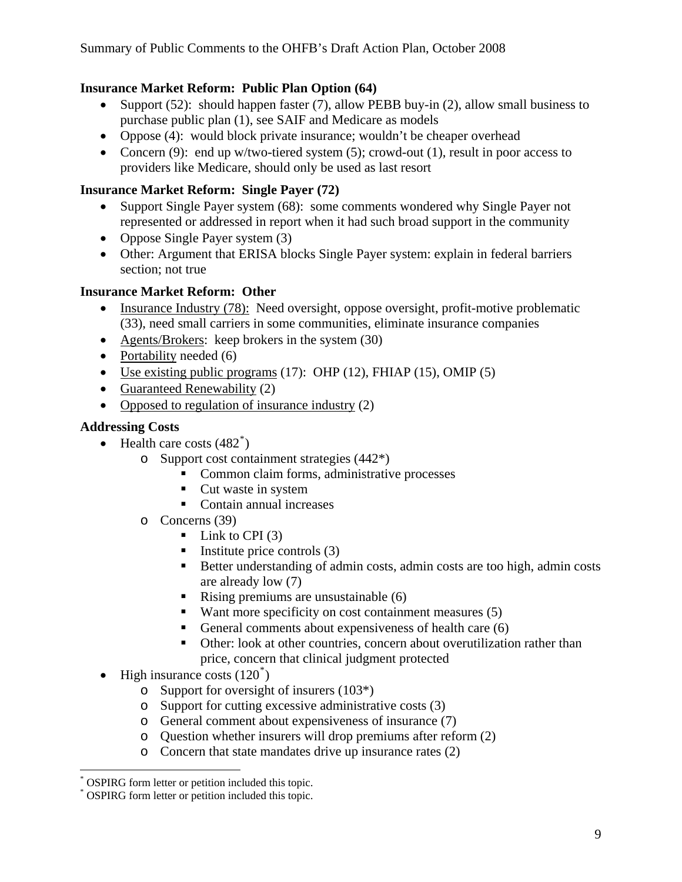**Insurance Market Reform: Public Plan Option (64)**

- Support (52): should happen faster (7), allow PEBB buy-in (2), allow small business to purchase public plan (1), see SAIF and Medicare as models
- Oppose (4): would block private insurance; wouldn't be cheaper overhead
- Concern (9): end up w/two-tiered system (5); crowd-out (1), result in poor access to providers like Medicare, should only be used as last resort

**Insurance Market Reform: Single Payer (72)**

- Support Single Payer system (68): some comments wondered why Single Payer not represented or addressed in report when it had such broad support in the community
- Oppose Single Payer system (3)
- Other: Argument that ERISA blocks Single Payer system: explain in federal barriers section; not true

**Insurance Market Reform: Other**

- <u>Insurance Industry (78):</u> Need oversight, oppose oversight, profit-motive problematic (33), need small carriers in some communities, eliminate insurance companies
- <u>Agents/Brokers</u>: keep brokers in the system (30)
- <u>Portability</u> needed (6)
- <u>Use existing public programs</u> (17): OHP (12), FHIAP (15), OMIP (5)
- <u>Guaranteed Renewability</u> (2)
- <u>Opposed to regulation of insurance industry</u> (2)

**Addressing Costs**

- Health care costs (482[*])
  - Support cost containment strategies (442*)
    - Common claim forms, administrative processes
    - Cut waste in system
    - Contain annual increases
  - Concerns (39)
    - Link to CPI (3)
    - Institute price controls (3)
    - Better understanding of admin costs, admin costs are too high, admin costs are already low (7)
    - Rising premiums are unsustainable (6)
    - Want more specificity on cost containment measures (5)
    - General comments about expensiveness of health care (6)
    - Other: look at other countries, concern about overutilization rather than price, concern that clinical judgment protected
- High insurance costs (120[*])
  - Support for oversight of insurers (103*)
  - Support for cutting excessive administrative costs (3)
  - General comment about expensiveness of insurance (7)
  - Question whether insurers will drop premiums after reform (2)
  - Concern that state mandates drive up insurance rates (2)

---

[*] OSPIRG form letter or petition included this topic.
[*] OSPIRG form letter or petition included this topic.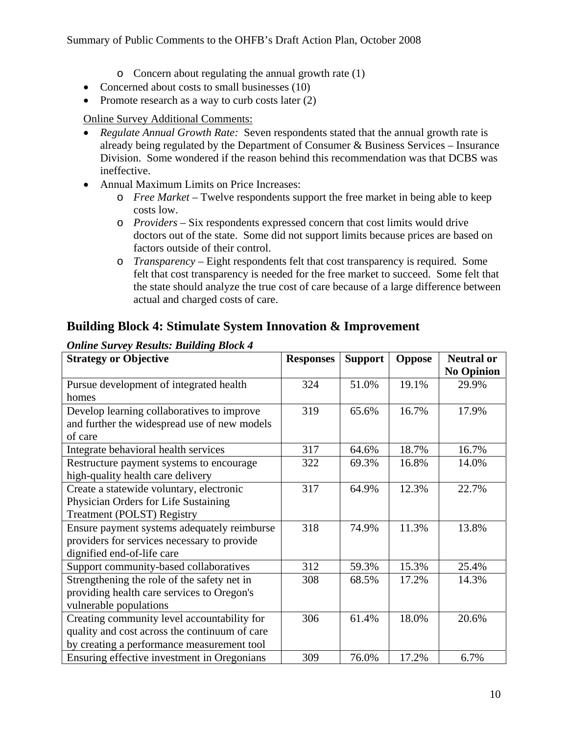- Concern about regulating the annual growth rate (1)
- Concerned about costs to small businesses (10)
- Promote research as a way to curb costs later (2)

Online Survey Additional Comments:

- *Regulate Annual Growth Rate:* Seven respondents stated that the annual growth rate is already being regulated by the Department of Consumer & Business Services – Insurance Division. Some wondered if the reason behind this recommendation was that DCBS was ineffective.
- Annual Maximum Limits on Price Increases:
   - *Free Market* – Twelve respondents support the free market in being able to keep costs low.
   - *Providers* – Six respondents expressed concern that cost limits would drive doctors out of the state. Some did not support limits because prices are based on factors outside of their control.
   - *Transparency* – Eight respondents felt that cost transparency is required. Some felt that cost transparency is needed for the free market to succeed. Some felt that the state should analyze the true cost of care because of a large difference between actual and charged costs of care.

## Building Block 4: Stimulate System Innovation & Improvement

***Online Survey Results: Building Block 4***

| Strategy or Objective | Responses | Support | Oppose | Neutral or No Opinion |
|---|---|---|---|---|
| Pursue development of integrated health homes | 324 | 51.0% | 19.1% | 29.9% |
| Develop learning collaboratives to improve and further the widespread use of new models of care | 319 | 65.6% | 16.7% | 17.9% |
| Integrate behavioral health services | 317 | 64.6% | 18.7% | 16.7% |
| Restructure payment systems to encourage high-quality health care delivery | 322 | 69.3% | 16.8% | 14.0% |
| Create a statewide voluntary, electronic Physician Orders for Life Sustaining Treatment (POLST) Registry | 317 | 64.9% | 12.3% | 22.7% |
| Ensure payment systems adequately reimburse providers for services necessary to provide dignified end-of-life care | 318 | 74.9% | 11.3% | 13.8% |
| Support community-based collaboratives | 312 | 59.3% | 15.3% | 25.4% |
| Strengthening the role of the safety net in providing health care services to Oregon's vulnerable populations | 308 | 68.5% | 17.2% | 14.3% |
| Creating community level accountability for quality and cost across the continuum of care by creating a performance measurement tool | 306 | 61.4% | 18.0% | 20.6% |
| Ensuring effective investment in Oregonians | 309 | 76.0% | 17.2% | 6.7% |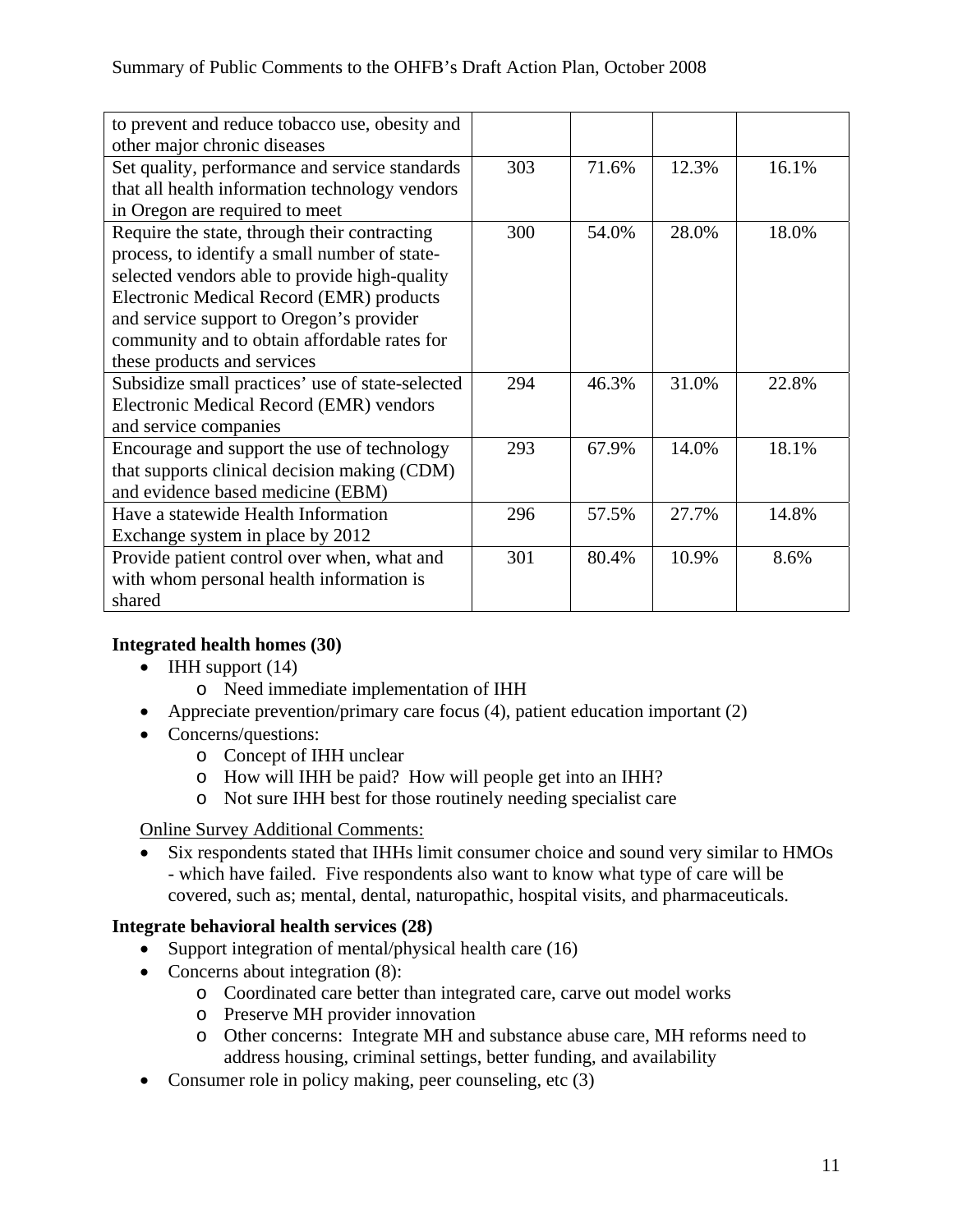| | | | | |
|---|---|---|---|---|
| to prevent and reduce tobacco use, obesity and other major chronic diseases | | | | |
| Set quality, performance and service standards that all health information technology vendors in Oregon are required to meet | 303 | 71.6% | 12.3% | 16.1% |
| Require the state, through their contracting process, to identify a small number of state-selected vendors able to provide high-quality Electronic Medical Record (EMR) products and service support to Oregon's provider community and to obtain affordable rates for these products and services | 300 | 54.0% | 28.0% | 18.0% |
| Subsidize small practices' use of state-selected Electronic Medical Record (EMR) vendors and service companies | 294 | 46.3% | 31.0% | 22.8% |
| Encourage and support the use of technology that supports clinical decision making (CDM) and evidence based medicine (EBM) | 293 | 67.9% | 14.0% | 18.1% |
| Have a statewide Health Information Exchange system in place by 2012 | 296 | 57.5% | 27.7% | 14.8% |
| Provide patient control over when, what and with whom personal health information is shared | 301 | 80.4% | 10.9% | 8.6% |

**Integrated health homes (30)**

- IHH support (14)
  - Need immediate implementation of IHH
- Appreciate prevention/primary care focus (4), patient education important (2)
- Concerns/questions:
  - Concept of IHH unclear
  - How will IHH be paid? How will people get into an IHH?
  - Not sure IHH best for those routinely needing specialist care

Online Survey Additional Comments:

- Six respondents stated that IHHs limit consumer choice and sound very similar to HMOs - which have failed. Five respondents also want to know what type of care will be covered, such as; mental, dental, naturopathic, hospital visits, and pharmaceuticals.

**Integrate behavioral health services (28)**

- Support integration of mental/physical health care (16)
- Concerns about integration (8):
  - Coordinated care better than integrated care, carve out model works
  - Preserve MH provider innovation
  - Other concerns: Integrate MH and substance abuse care, MH reforms need to address housing, criminal settings, better funding, and availability
- Consumer role in policy making, peer counseling, etc (3)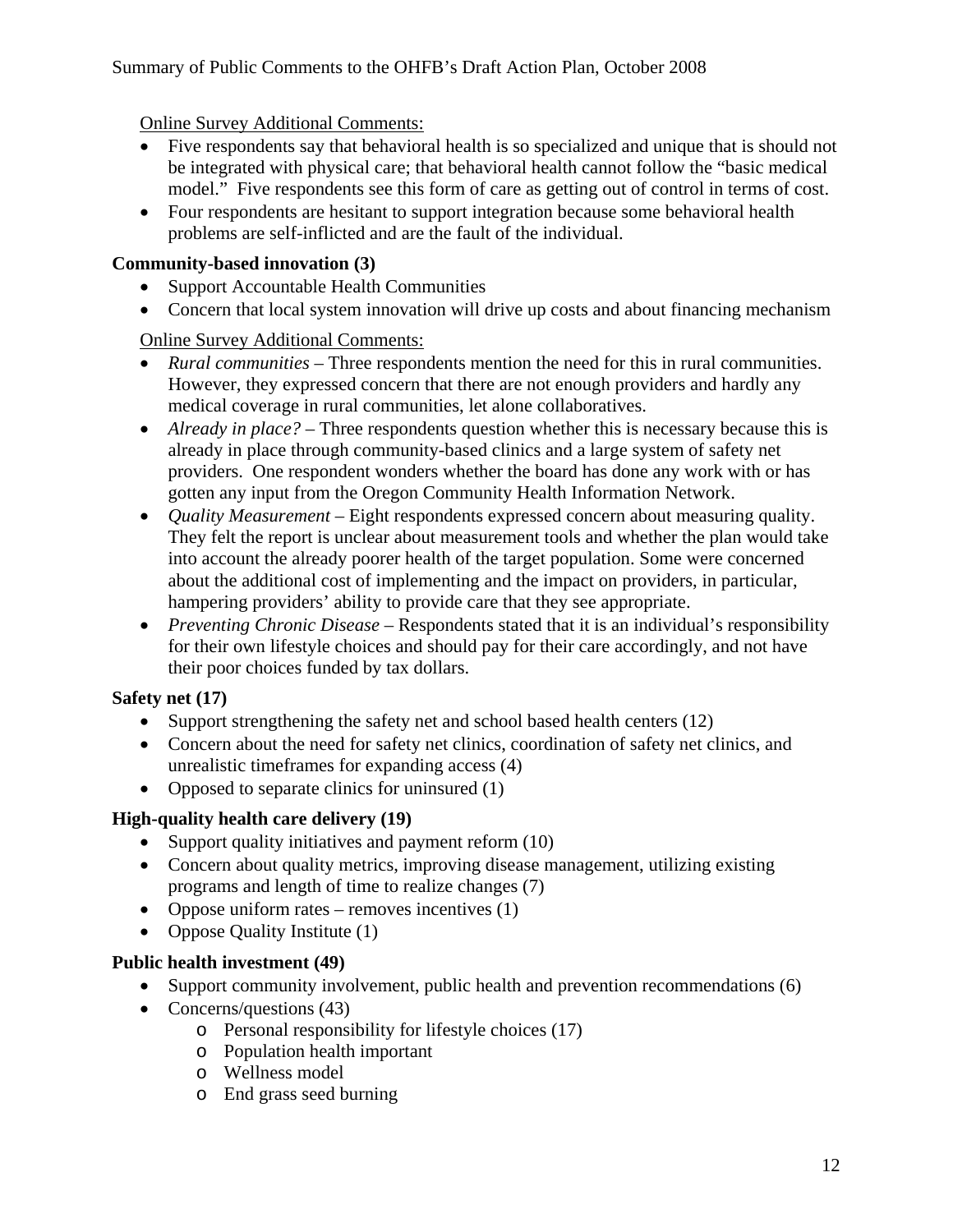Online Survey Additional Comments:

- Five respondents say that behavioral health is so specialized and unique that is should not be integrated with physical care; that behavioral health cannot follow the "basic medical model." Five respondents see this form of care as getting out of control in terms of cost.
- Four respondents are hesitant to support integration because some behavioral health problems are self-inflicted and are the fault of the individual.

**Community-based innovation (3)**

- Support Accountable Health Communities
- Concern that local system innovation will drive up costs and about financing mechanism

Online Survey Additional Comments:

- *Rural communities* – Three respondents mention the need for this in rural communities. However, they expressed concern that there are not enough providers and hardly any medical coverage in rural communities, let alone collaboratives.
- *Already in place?* – Three respondents question whether this is necessary because this is already in place through community-based clinics and a large system of safety net providers. One respondent wonders whether the board has done any work with or has gotten any input from the Oregon Community Health Information Network.
- *Quality Measurement* – Eight respondents expressed concern about measuring quality. They felt the report is unclear about measurement tools and whether the plan would take into account the already poorer health of the target population. Some were concerned about the additional cost of implementing and the impact on providers, in particular, hampering providers' ability to provide care that they see appropriate.
- *Preventing Chronic Disease* – Respondents stated that it is an individual's responsibility for their own lifestyle choices and should pay for their care accordingly, and not have their poor choices funded by tax dollars.

**Safety net (17)**

- Support strengthening the safety net and school based health centers (12)
- Concern about the need for safety net clinics, coordination of safety net clinics, and unrealistic timeframes for expanding access (4)
- Opposed to separate clinics for uninsured (1)

**High-quality health care delivery (19)**

- Support quality initiatives and payment reform (10)
- Concern about quality metrics, improving disease management, utilizing existing programs and length of time to realize changes (7)
- Oppose uniform rates – removes incentives (1)
- Oppose Quality Institute (1)

**Public health investment (49)**

- Support community involvement, public health and prevention recommendations (6)
- Concerns/questions (43)
    - Personal responsibility for lifestyle choices (17)
    - Population health important
    - Wellness model
    - End grass seed burning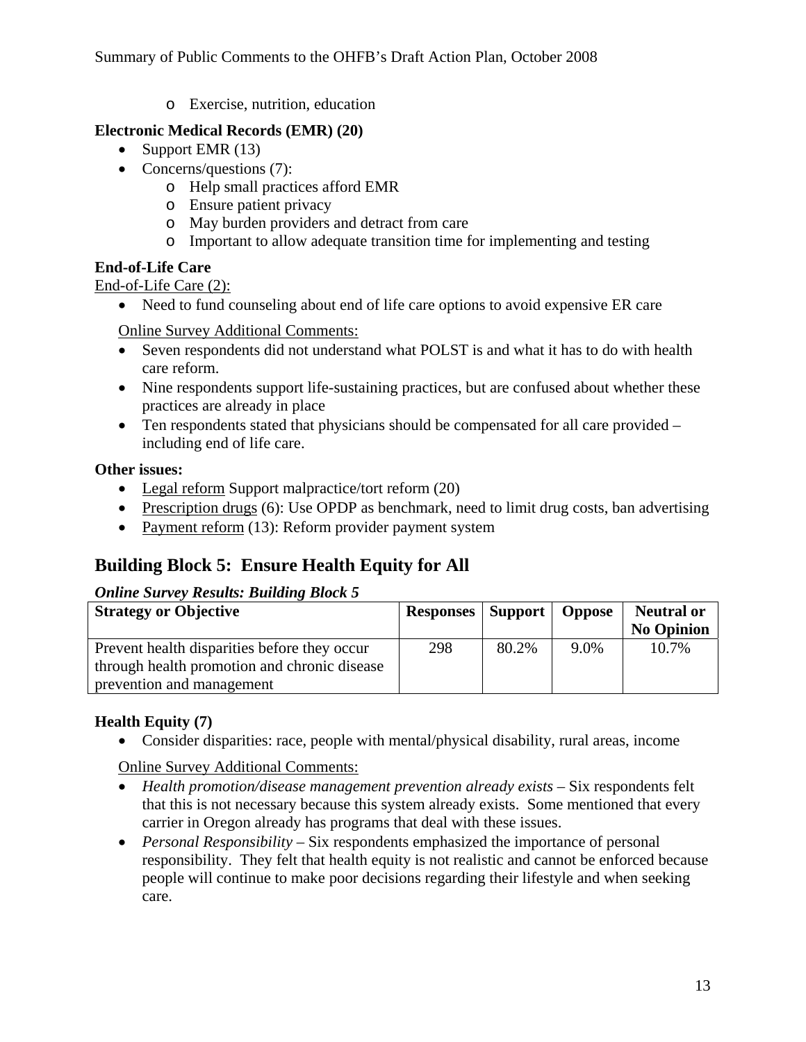- Exercise, nutrition, education

**Electronic Medical Records (EMR) (20)**

- Support EMR (13)
- Concerns/questions (7):
  - Help small practices afford EMR
  - Ensure patient privacy
  - May burden providers and detract from care
  - Important to allow adequate transition time for implementing and testing

**End-of-Life Care**

<u>End-of-Life Care (2):</u>

- Need to fund counseling about end of life care options to avoid expensive ER care

<u>Online Survey Additional Comments:</u>

- Seven respondents did not understand what POLST is and what it has to do with health care reform.
- Nine respondents support life-sustaining practices, but are confused about whether these practices are already in place
- Ten respondents stated that physicians should be compensated for all care provided – including end of life care.

**Other issues:**

- <u>Legal reform</u> Support malpractice/tort reform (20)
- <u>Prescription drugs</u> (6): Use OPDP as benchmark, need to limit drug costs, ban advertising
- <u>Payment reform</u> (13): Reform provider payment system

## Building Block 5: Ensure Health Equity for All

***Online Survey Results: Building Block 5***

| Strategy or Objective | Responses | Support | Oppose | Neutral or No Opinion |
|---|---|---|---|---|
| Prevent health disparities before they occur through health promotion and chronic disease prevention and management | 298 | 80.2% | 9.0% | 10.7% |

**Health Equity (7)**

- Consider disparities: race, people with mental/physical disability, rural areas, income

<u>Online Survey Additional Comments:</u>

- *Health promotion/disease management prevention already exists* – Six respondents felt that this is not necessary because this system already exists. Some mentioned that every carrier in Oregon already has programs that deal with these issues.
- *Personal Responsibility* – Six respondents emphasized the importance of personal responsibility. They felt that health equity is not realistic and cannot be enforced because people will continue to make poor decisions regarding their lifestyle and when seeking care.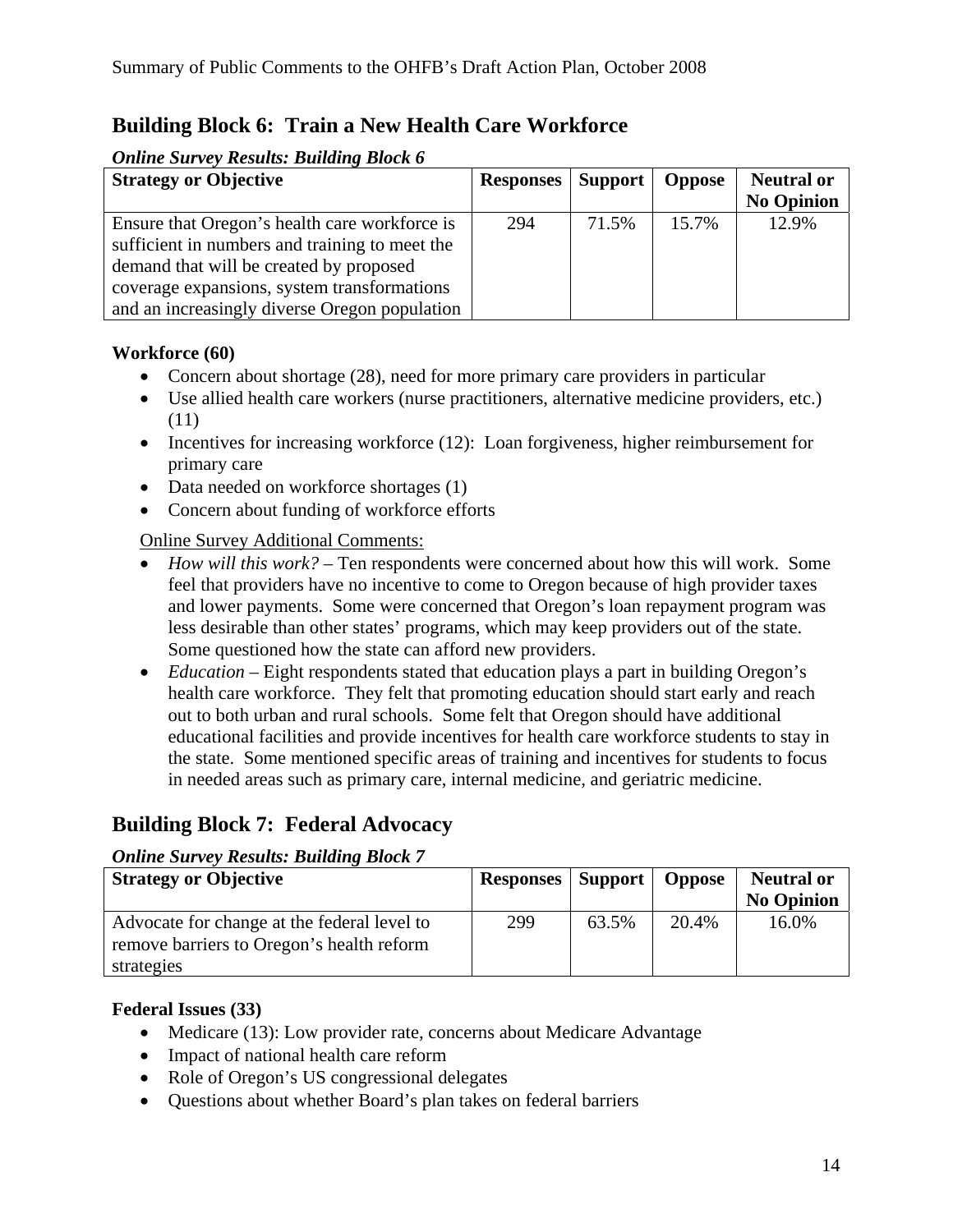## Building Block 6: Train a New Health Care Workforce

***Online Survey Results: Building Block 6***

| Strategy or Objective | Responses | Support | Oppose | Neutral or No Opinion |
|---|---|---|---|---|
| Ensure that Oregon's health care workforce is sufficient in numbers and training to meet the demand that will be created by proposed coverage expansions, system transformations and an increasingly diverse Oregon population | 294 | 71.5% | 15.7% | 12.9% |

**Workforce (60)**

- Concern about shortage (28), need for more primary care providers in particular
- Use allied health care workers (nurse practitioners, alternative medicine providers, etc.) (11)
- Incentives for increasing workforce (12): Loan forgiveness, higher reimbursement for primary care
- Data needed on workforce shortages (1)
- Concern about funding of workforce efforts

Online Survey Additional Comments:

- *How will this work?* – Ten respondents were concerned about how this will work. Some feel that providers have no incentive to come to Oregon because of high provider taxes and lower payments. Some were concerned that Oregon's loan repayment program was less desirable than other states' programs, which may keep providers out of the state. Some questioned how the state can afford new providers.
- *Education* – Eight respondents stated that education plays a part in building Oregon's health care workforce. They felt that promoting education should start early and reach out to both urban and rural schools. Some felt that Oregon should have additional educational facilities and provide incentives for health care workforce students to stay in the state. Some mentioned specific areas of training and incentives for students to focus in needed areas such as primary care, internal medicine, and geriatric medicine.

## Building Block 7: Federal Advocacy

***Online Survey Results: Building Block 7***

| Strategy or Objective | Responses | Support | Oppose | Neutral or No Opinion |
|---|---|---|---|---|
| Advocate for change at the federal level to remove barriers to Oregon's health reform strategies | 299 | 63.5% | 20.4% | 16.0% |

**Federal Issues (33)**

- Medicare (13): Low provider rate, concerns about Medicare Advantage
- Impact of national health care reform
- Role of Oregon's US congressional delegates
- Questions about whether Board's plan takes on federal barriers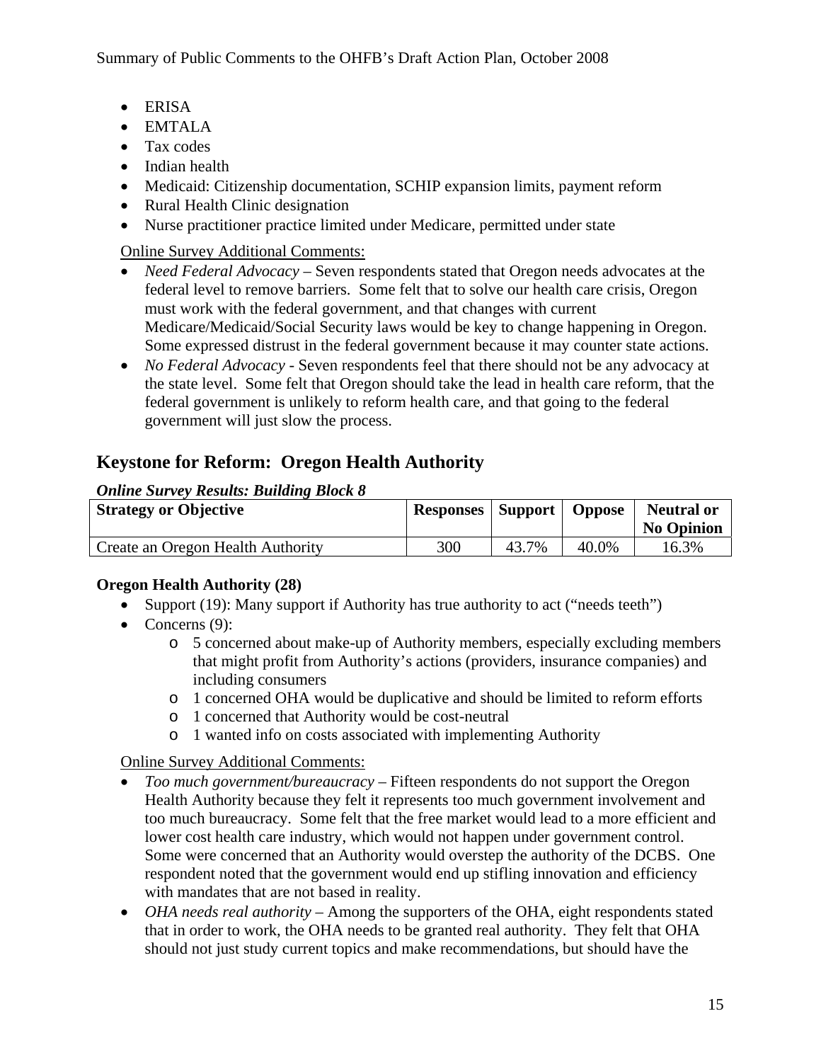- ERISA
- EMTALA
- Tax codes
- Indian health
- Medicaid: Citizenship documentation, SCHIP expansion limits, payment reform
- Rural Health Clinic designation
- Nurse practitioner practice limited under Medicare, permitted under state

Online Survey Additional Comments:

- *Need Federal Advocacy* – Seven respondents stated that Oregon needs advocates at the federal level to remove barriers. Some felt that to solve our health care crisis, Oregon must work with the federal government, and that changes with current Medicare/Medicaid/Social Security laws would be key to change happening in Oregon. Some expressed distrust in the federal government because it may counter state actions.
- *No Federal Advocacy* - Seven respondents feel that there should not be any advocacy at the state level. Some felt that Oregon should take the lead in health care reform, that the federal government is unlikely to reform health care, and that going to the federal government will just slow the process.

## Keystone for Reform: Oregon Health Authority

***Online Survey Results: Building Block 8***

| Strategy or Objective | Responses | Support | Oppose | Neutral or No Opinion |
|---|---|---|---|---|
| Create an Oregon Health Authority | 300 | 43.7% | 40.0% | 16.3% |

**Oregon Health Authority (28)**

- Support (19): Many support if Authority has true authority to act ("needs teeth")
- Concerns (9):
  - 5 concerned about make-up of Authority members, especially excluding members that might profit from Authority's actions (providers, insurance companies) and including consumers
  - 1 concerned OHA would be duplicative and should be limited to reform efforts
  - 1 concerned that Authority would be cost-neutral
  - 1 wanted info on costs associated with implementing Authority

Online Survey Additional Comments:

- *Too much government/bureaucracy* – Fifteen respondents do not support the Oregon Health Authority because they felt it represents too much government involvement and too much bureaucracy. Some felt that the free market would lead to a more efficient and lower cost health care industry, which would not happen under government control. Some were concerned that an Authority would overstep the authority of the DCBS. One respondent noted that the government would end up stifling innovation and efficiency with mandates that are not based in reality.
- *OHA needs real authority* – Among the supporters of the OHA, eight respondents stated that in order to work, the OHA needs to be granted real authority. They felt that OHA should not just study current topics and make recommendations, but should have the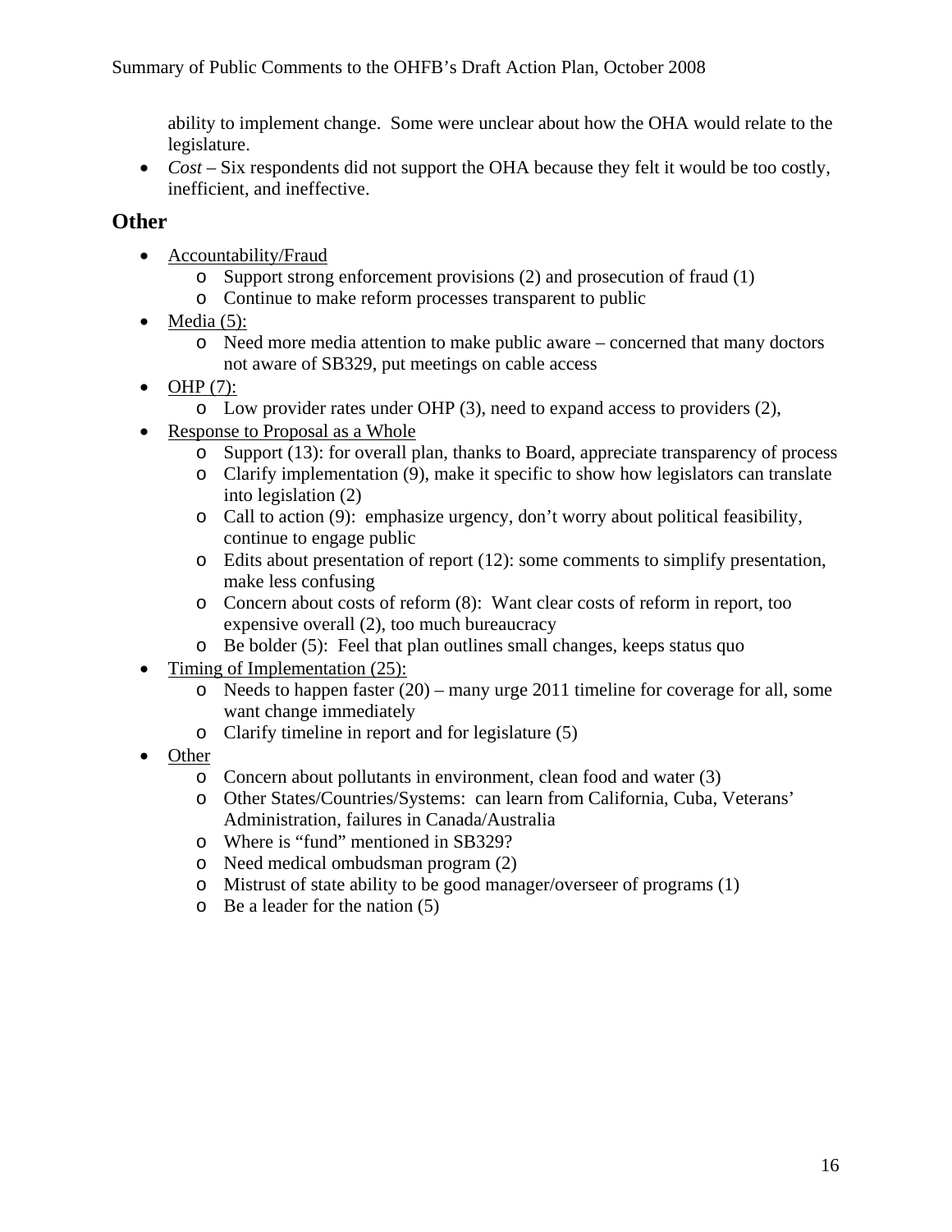ability to implement change. Some were unclear about how the OHA would relate to the legislature.

- *Cost* – Six respondents did not support the OHA because they felt it would be too costly, inefficient, and ineffective.

## Other

- Accountability/Fraud
  - Support strong enforcement provisions (2) and prosecution of fraud (1)
  - Continue to make reform processes transparent to public
- Media (5):
  - Need more media attention to make public aware – concerned that many doctors not aware of SB329, put meetings on cable access
- OHP (7):
  - Low provider rates under OHP (3), need to expand access to providers (2),
- Response to Proposal as a Whole
  - Support (13): for overall plan, thanks to Board, appreciate transparency of process
  - Clarify implementation (9), make it specific to show how legislators can translate into legislation (2)
  - Call to action (9): emphasize urgency, don't worry about political feasibility, continue to engage public
  - Edits about presentation of report (12): some comments to simplify presentation, make less confusing
  - Concern about costs of reform (8): Want clear costs of reform in report, too expensive overall (2), too much bureaucracy
  - Be bolder (5): Feel that plan outlines small changes, keeps status quo
- Timing of Implementation (25):
  - Needs to happen faster (20) – many urge 2011 timeline for coverage for all, some want change immediately
  - Clarify timeline in report and for legislature (5)
- Other
  - Concern about pollutants in environment, clean food and water (3)
  - Other States/Countries/Systems: can learn from California, Cuba, Veterans' Administration, failures in Canada/Australia
  - Where is "fund" mentioned in SB329?
  - Need medical ombudsman program (2)
  - Mistrust of state ability to be good manager/overseer of programs (1)
  - Be a leader for the nation (5)